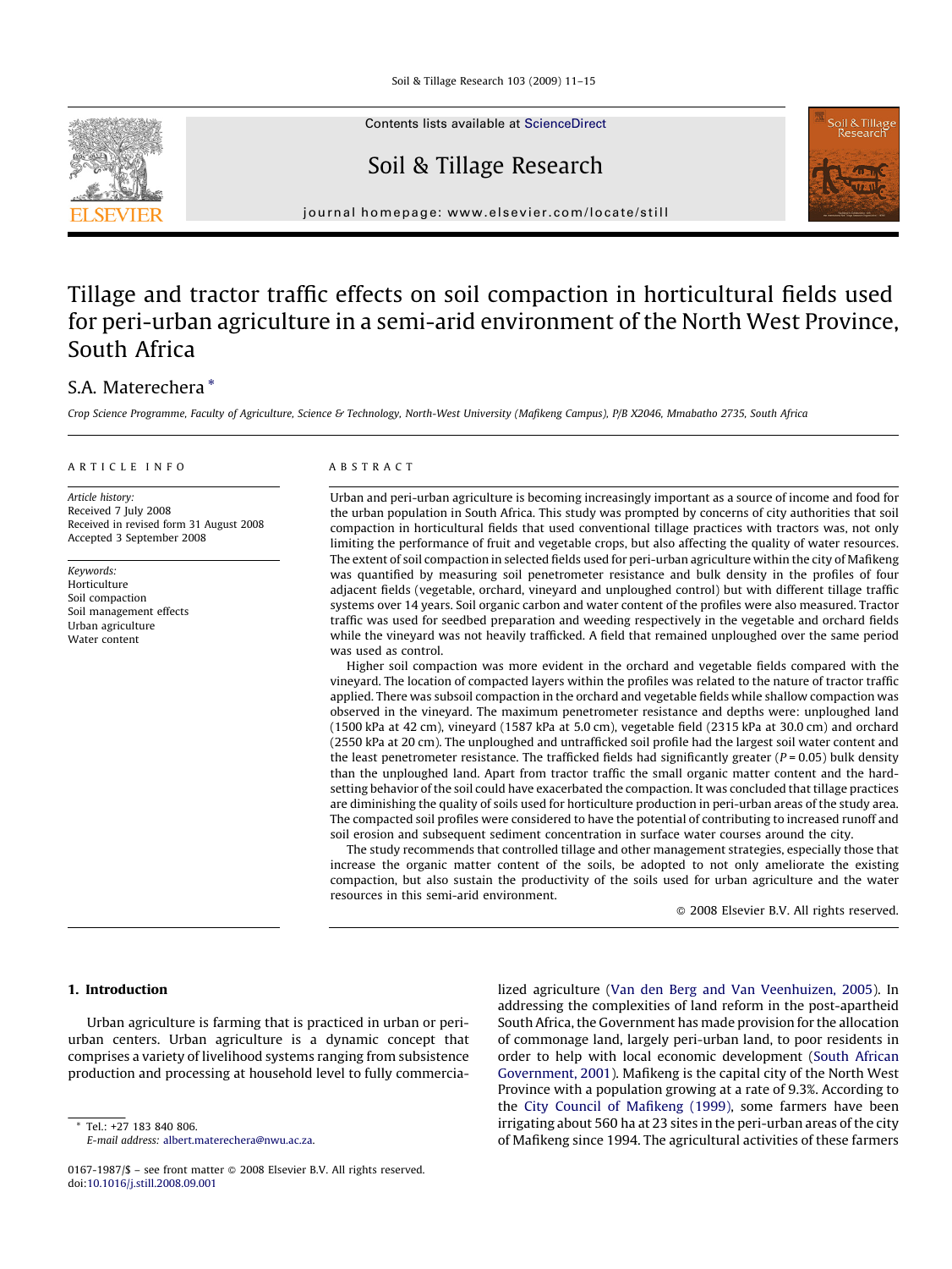# Tillage and tractor traffic effects on soil compaction in horticultural fields used for peri-urban agriculture in a semi-arid environment of the North West Province, South Africa

S.A. Materechera *

*Crop Science Programme, Faculty of Agriculture, Science & Technology, North-West University (Mafikeng Campus), P/B X2046, Mmabatho 2735, South Africa*

## ARTICLE INFO

*Article history:*
Received 7 July 2008
Received in revised form 31 August 2008
Accepted 3 September 2008

*Keywords:*
Horticulture
Soil compaction
Soil management effects
Urban agriculture
Water content

## ABSTRACT

Urban and peri-urban agriculture is becoming increasingly important as a source of income and food for the urban population in South Africa. This study was prompted by concerns of city authorities that soil compaction in horticultural fields that used conventional tillage practices with tractors was, not only limiting the performance of fruit and vegetable crops, but also affecting the quality of water resources. The extent of soil compaction in selected fields used for peri-urban agriculture within the city of Mafikeng was quantified by measuring soil penetrometer resistance and bulk density in the profiles of four adjacent fields (vegetable, orchard, vineyard and unploughed control) but with different tillage traffic systems over 14 years. Soil organic carbon and water content of the profiles were also measured. Tractor traffic was used for seedbed preparation and weeding respectively in the vegetable and orchard fields while the vineyard was not heavily trafficked. A field that remained unploughed over the same period was used as control.

Higher soil compaction was more evident in the orchard and vegetable fields compared with the vineyard. The location of compacted layers within the profiles was related to the nature of tractor traffic applied. There was subsoil compaction in the orchard and vegetable fields while shallow compaction was observed in the vineyard. The maximum penetrometer resistance and depths were: unploughed land (1500 kPa at 42 cm), vineyard (1587 kPa at 5.0 cm), vegetable field (2315 kPa at 30.0 cm) and orchard (2550 kPa at 20 cm). The unploughed and untrafficked soil profile had the largest soil water content and the least penetrometer resistance. The trafficked fields had significantly greater ($P = 0.05$) bulk density than the unploughed land. Apart from tractor traffic the small organic matter content and the hard-setting behavior of the soil could have exacerbated the compaction. It was concluded that tillage practices are diminishing the quality of soils used for horticulture production in peri-urban areas of the study area. The compacted soil profiles were considered to have the potential of contributing to increased runoff and soil erosion and subsequent sediment concentration in surface water courses around the city.

The study recommends that controlled tillage and other management strategies, especially those that increase the organic matter content of the soils, be adopted to not only ameliorate the existing compaction, but also sustain the productivity of the soils used for urban agriculture and the water resources in this semi-arid environment.

© 2008 Elsevier B.V. All rights reserved.

## 1. Introduction

Urban agriculture is farming that is practiced in urban or peri-urban centers. Urban agriculture is a dynamic concept that comprises a variety of livelihood systems ranging from subsistence production and processing at household level to fully commercialized agriculture (Van den Berg and Van Veenhuizen, 2005). In addressing the complexities of land reform in the post-apartheid South Africa, the Government has made provision for the allocation of commonage land, largely peri-urban land, to poor residents in order to help with local economic development (South African Government, 2001). Mafikeng is the capital city of the North West Province with a population growing at a rate of 9.3%. According to the City Council of Mafikeng (1999), some farmers have been irrigating about 560 ha at 23 sites in the peri-urban areas of the city of Mafikeng since 1994. The agricultural activities of these farmers

---

* Tel.: +27 183 840 806.
*E-mail address:* albert.materechera@nwu.ac.za.

0167-1987/$ – see front matter © 2008 Elsevier B.V. All rights reserved.
doi:10.1016/j.still.2008.09.001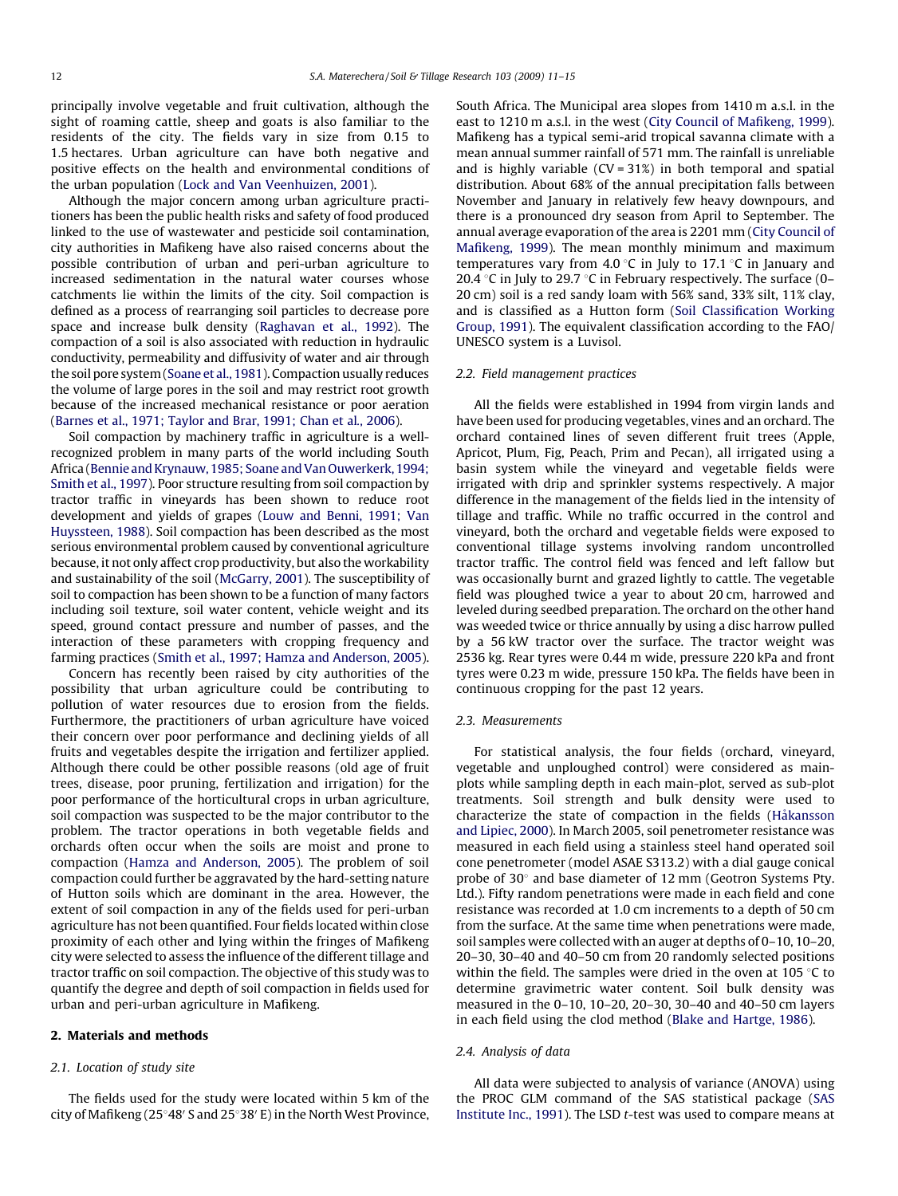principally involve vegetable and fruit cultivation, although the sight of roaming cattle, sheep and goats is also familiar to the residents of the city. The fields vary in size from 0.15 to 1.5 hectares. Urban agriculture can have both negative and positive effects on the health and environmental conditions of the urban population (Lock and Van Veenhuizen, 2001).

Although the major concern among urban agriculture practitioners has been the public health risks and safety of food produced linked to the use of wastewater and pesticide soil contamination, city authorities in Mafikeng have also raised concerns about the possible contribution of urban and peri-urban agriculture to increased sedimentation in the natural water courses whose catchments lie within the limits of the city. Soil compaction is defined as a process of rearranging soil particles to decrease pore space and increase bulk density (Raghavan et al., 1992). The compaction of a soil is also associated with reduction in hydraulic conductivity, permeability and diffusivity of water and air through the soil pore system (Soane et al., 1981). Compaction usually reduces the volume of large pores in the soil and may restrict root growth because of the increased mechanical resistance or poor aeration (Barnes et al., 1971; Taylor and Brar, 1991; Chan et al., 2006).

Soil compaction by machinery traffic in agriculture is a well-recognized problem in many parts of the world including South Africa (Bennie and Krynauw, 1985; Soane and Van Ouwerkerk, 1994; Smith et al., 1997). Poor structure resulting from soil compaction by tractor traffic in vineyards has been shown to reduce root development and yields of grapes (Louw and Benni, 1991; Van Huyssteen, 1988). Soil compaction has been described as the most serious environmental problem caused by conventional agriculture because, it not only affect crop productivity, but also the workability and sustainability of the soil (McGarry, 2001). The susceptibility of soil to compaction has been shown to be a function of many factors including soil texture, soil water content, vehicle weight and its speed, ground contact pressure and number of passes, and the interaction of these parameters with cropping frequency and farming practices (Smith et al., 1997; Hamza and Anderson, 2005).

Concern has recently been raised by city authorities of the possibility that urban agriculture could be contributing to pollution of water resources due to erosion from the fields. Furthermore, the practitioners of urban agriculture have voiced their concern over poor performance and declining yields of all fruits and vegetables despite the irrigation and fertilizer applied. Although there could be other possible reasons (old age of fruit trees, disease, poor pruning, fertilization and irrigation) for the poor performance of the horticultural crops in urban agriculture, soil compaction was suspected to be the major contributor to the problem. The tractor operations in both vegetable fields and orchards often occur when the soils are moist and prone to compaction (Hamza and Anderson, 2005). The problem of soil compaction could further be aggravated by the hard-setting nature of Hutton soils which are dominant in the area. However, the extent of soil compaction in any of the fields used for peri-urban agriculture has not been quantified. Four fields located within close proximity of each other and lying within the fringes of Mafikeng city were selected to assess the influence of the different tillage and tractor traffic on soil compaction. The objective of this study was to quantify the degree and depth of soil compaction in fields used for urban and peri-urban agriculture in Mafikeng.

## 2. Materials and methods

### 2.1. Location of study site

The fields used for the study were located within 5 km of the city of Mafikeng (25°48′ S and 25°38′ E) in the North West Province, South Africa. The Municipal area slopes from 1410 m a.s.l. in the east to 1210 m a.s.l. in the west (City Council of Mafikeng, 1999). Mafikeng has a typical semi-arid tropical savanna climate with a mean annual summer rainfall of 571 mm. The rainfall is unreliable and is highly variable (CV = 31%) in both temporal and spatial distribution. About 68% of the annual precipitation falls between November and January in relatively few heavy downpours, and there is a pronounced dry season from April to September. The annual average evaporation of the area is 2201 mm (City Council of Mafikeng, 1999). The mean monthly minimum and maximum temperatures vary from 4.0 °C in July to 17.1 °C in January and 20.4 °C in July to 29.7 °C in February respectively. The surface (0–20 cm) soil is a red sandy loam with 56% sand, 33% silt, 11% clay, and is classified as a Hutton form (Soil Classification Working Group, 1991). The equivalent classification according to the FAO/UNESCO system is a Luvisol.

### 2.2. Field management practices

All the fields were established in 1994 from virgin lands and have been used for producing vegetables, vines and an orchard. The orchard contained lines of seven different fruit trees (Apple, Apricot, Plum, Fig, Peach, Prim and Pecan), all irrigated using a basin system while the vineyard and vegetable fields were irrigated with drip and sprinkler systems respectively. A major difference in the management of the fields lied in the intensity of tillage and traffic. While no traffic occurred in the control and vineyard, both the orchard and vegetable fields were exposed to conventional tillage systems involving random uncontrolled tractor traffic. The control field was fenced and left fallow but was occasionally burnt and grazed lightly to cattle. The vegetable field was ploughed twice a year to about 20 cm, harrowed and leveled during seedbed preparation. The orchard on the other hand was weeded twice or thrice annually by using a disc harrow pulled by a 56 kW tractor over the surface. The tractor weight was 2536 kg. Rear tyres were 0.44 m wide, pressure 220 kPa and front tyres were 0.23 m wide, pressure 150 kPa. The fields have been in continuous cropping for the past 12 years.

### 2.3. Measurements

For statistical analysis, the four fields (orchard, vineyard, vegetable and unploughed control) were considered as main-plots while sampling depth in each main-plot, served as sub-plot treatments. Soil strength and bulk density were used to characterize the state of compaction in the fields (Håkansson and Lipiec, 2000). In March 2005, soil penetrometer resistance was measured in each field using a stainless steel hand operated soil cone penetrometer (model ASAE S313.2) with a dial gauge conical probe of 30° and base diameter of 12 mm (Geotron Systems Pty. Ltd.). Fifty random penetrations were made in each field and cone resistance was recorded at 1.0 cm increments to a depth of 50 cm from the surface. At the same time when penetrations were made, soil samples were collected with an auger at depths of 0–10, 10–20, 20–30, 30–40 and 40–50 cm from 20 randomly selected positions within the field. The samples were dried in the oven at 105 °C to determine gravimetric water content. Soil bulk density was measured in the 0–10, 10–20, 20–30, 30–40 and 40–50 cm layers in each field using the clod method (Blake and Hartge, 1986).

### 2.4. Analysis of data

All data were subjected to analysis of variance (ANOVA) using the PROC GLM command of the SAS statistical package (SAS Institute Inc., 1991). The LSD *t*-test was used to compare means at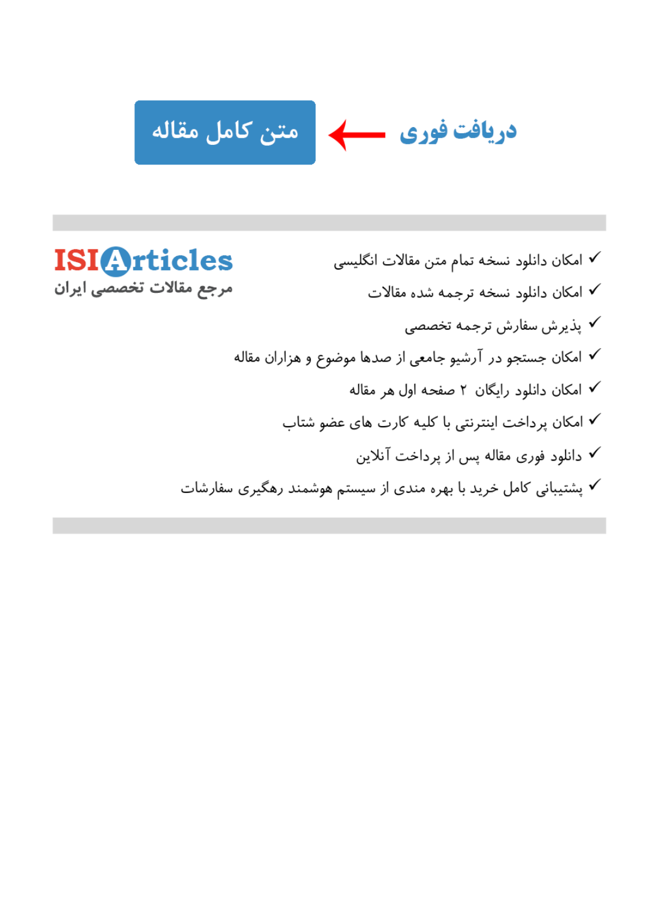دریافت فوری ← متن کامل مقاله

ISIArticles
مرجع مقالات تخصصی ایران

- ✓ امکان دانلود نسخه تمام متن مقالات انگلیسی
- ✓ امکان دانلود نسخه ترجمه شده مقالات
- ✓ پذیرش سفارش ترجمه تخصصی
- ✓ امکان جستجو در آرشیو جامعی از صدها موضوع و هزاران مقاله
- ✓ امکان دانلود رایگان ۲ صفحه اول هر مقاله
- ✓ امکان پرداخت اینترنتی با کلیه کارت های عضو شتاب
- ✓ دانلود فوری مقاله پس از پرداخت آنلاین
- ✓ پشتیبانی کامل خرید با بهره مندی از سیستم هوشمند رهگیری سفارشات